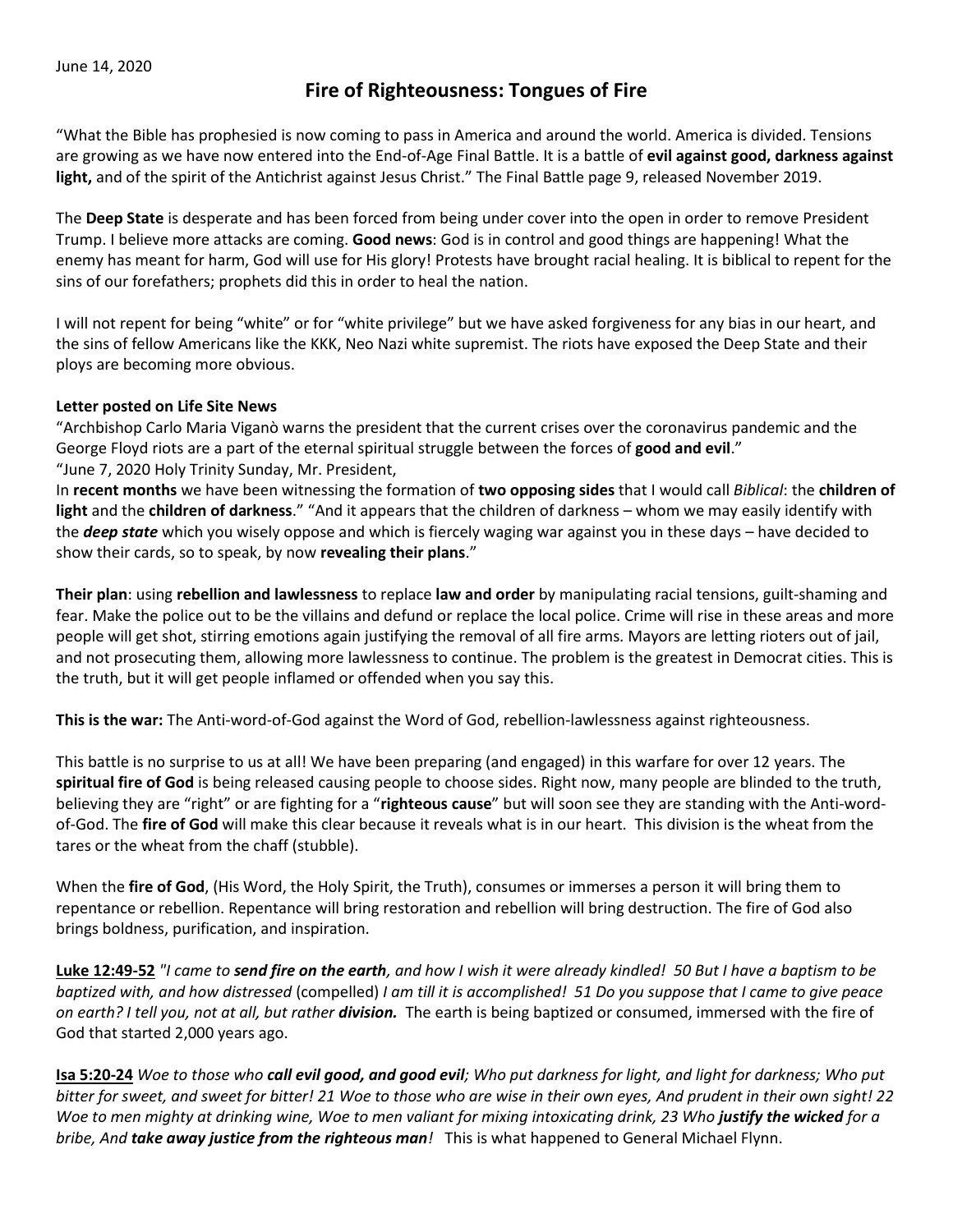June 14, 2020

# Fire of Righteousness: Tongues of Fire

"What the Bible has prophesied is now coming to pass in America and around the world. America is divided. Tensions are growing as we have now entered into the End-of-Age Final Battle. It is a battle of **evil against good, darkness against light,** and of the spirit of the Antichrist against Jesus Christ." The Final Battle page 9, released November 2019.

The **Deep State** is desperate and has been forced from being under cover into the open in order to remove President Trump. I believe more attacks are coming. **Good news**: God is in control and good things are happening! What the enemy has meant for harm, God will use for His glory! Protests have brought racial healing. It is biblical to repent for the sins of our forefathers; prophets did this in order to heal the nation.

I will not repent for being "white" or for "white privilege" but we have asked forgiveness for any bias in our heart, and the sins of fellow Americans like the KKK, Neo Nazi white supremist. The riots have exposed the Deep State and their ploys are becoming more obvious.

**Letter posted on Life Site News**

"Archbishop Carlo Maria Viganò warns the president that the current crises over the coronavirus pandemic and the George Floyd riots are a part of the eternal spiritual struggle between the forces of **good and evil**."

"June 7, 2020 Holy Trinity Sunday, Mr. President,

In **recent months** we have been witnessing the formation of **two opposing sides** that I would call *Biblical*: the **children of light** and the **children of darkness**." "And it appears that the children of darkness – whom we may easily identify with the ***deep state*** which you wisely oppose and which is fiercely waging war against you in these days – have decided to show their cards, so to speak, by now **revealing their plans**."

**Their plan**: using **rebellion and lawlessness** to replace **law and order** by manipulating racial tensions, guilt-shaming and fear. Make the police out to be the villains and defund or replace the local police. Crime will rise in these areas and more people will get shot, stirring emotions again justifying the removal of all fire arms. Mayors are letting rioters out of jail, and not prosecuting them, allowing more lawlessness to continue. The problem is the greatest in Democrat cities. This is the truth, but it will get people inflamed or offended when you say this.

**This is the war:** The Anti-word-of-God against the Word of God, rebellion-lawlessness against righteousness.

This battle is no surprise to us at all! We have been preparing (and engaged) in this warfare for over 12 years. The **spiritual fire of God** is being released causing people to choose sides. Right now, many people are blinded to the truth, believing they are "right" or are fighting for a "**righteous cause**" but will soon see they are standing with the Anti-word-of-God. The **fire of God** will make this clear because it reveals what is in our heart. This division is the wheat from the tares or the wheat from the chaff (stubble).

When the **fire of God**, (His Word, the Holy Spirit, the Truth), consumes or immerses a person it will bring them to repentance or rebellion. Repentance will bring restoration and rebellion will bring destruction. The fire of God also brings boldness, purification, and inspiration.

**Luke 12:49-52** *"I came to **send fire on the earth**, and how I wish it were already kindled! 50 But I have a baptism to be baptized with, and how distressed* (compelled) *I am till it is accomplished! 51 Do you suppose that I came to give peace on earth? I tell you, not at all, but rather **division.*** The earth is being baptized or consumed, immersed with the fire of God that started 2,000 years ago.

**Isa 5:20-24** *Woe to those who **call evil good, and good evil**; Who put darkness for light, and light for darkness; Who put bitter for sweet, and sweet for bitter! 21 Woe to those who are wise in their own eyes, And prudent in their own sight! 22 Woe to men mighty at drinking wine, Woe to men valiant for mixing intoxicating drink, 23 Who **justify the wicked** for a bribe, And **take away justice from the righteous man**!* This is what happened to General Michael Flynn.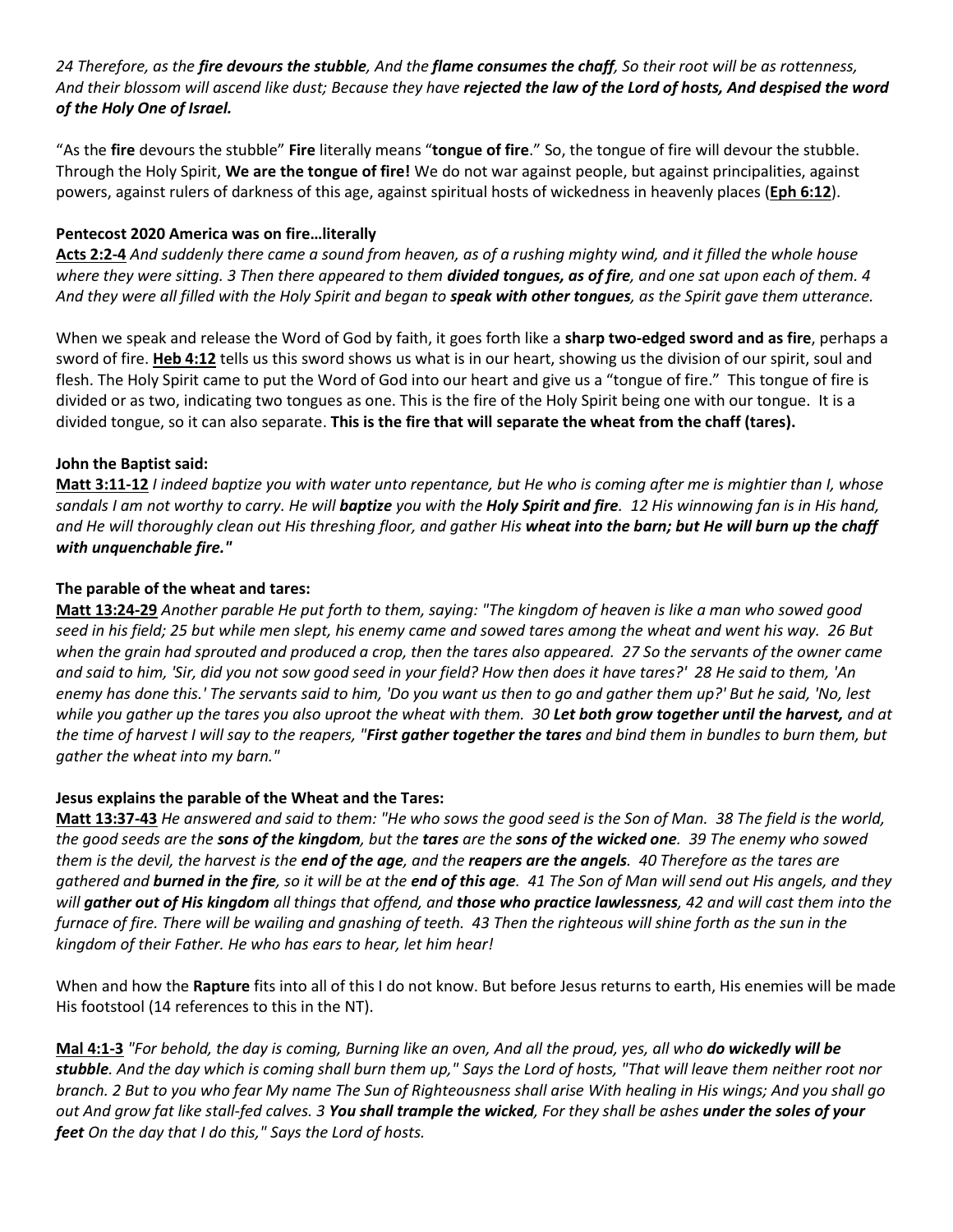*24 Therefore, as the **fire devours the stubble**, And the **flame consumes the chaff**, So their root will be as rottenness, And their blossom will ascend like dust; Because they have **rejected the law of the Lord of hosts, And despised the word of the Holy One of Israel.***

"As the **fire** devours the stubble" **Fire** literally means "**tongue of fire**." So, the tongue of fire will devour the stubble. Through the Holy Spirit, **We are the tongue of fire!** We do not war against people, but against principalities, against powers, against rulers of darkness of this age, against spiritual hosts of wickedness in heavenly places (**Eph 6:12**).

**Pentecost 2020 America was on fire…literally**

**Acts 2:2-4** *And suddenly there came a sound from heaven, as of a rushing mighty wind, and it filled the whole house where they were sitting. 3 Then there appeared to them **divided tongues, as of fire**, and one sat upon each of them. 4 And they were all filled with the Holy Spirit and began to **speak with other tongues**, as the Spirit gave them utterance.*

When we speak and release the Word of God by faith, it goes forth like a **sharp two-edged sword and as fire**, perhaps a sword of fire. **Heb 4:12** tells us this sword shows us what is in our heart, showing us the division of our spirit, soul and flesh. The Holy Spirit came to put the Word of God into our heart and give us a "tongue of fire." This tongue of fire is divided or as two, indicating two tongues as one. This is the fire of the Holy Spirit being one with our tongue. It is a divided tongue, so it can also separate. **This is the fire that will separate the wheat from the chaff (tares).**

**John the Baptist said:**

**Matt 3:11-12** *I indeed baptize you with water unto repentance, but He who is coming after me is mightier than I, whose sandals I am not worthy to carry. He will **baptize** you with the **Holy Spirit and fire**. 12 His winnowing fan is in His hand, and He will thoroughly clean out His threshing floor, and gather His **wheat into the barn; but He will burn up the chaff with unquenchable fire."***

**The parable of the wheat and tares:**

**Matt 13:24-29** *Another parable He put forth to them, saying: "The kingdom of heaven is like a man who sowed good seed in his field; 25 but while men slept, his enemy came and sowed tares among the wheat and went his way. 26 But when the grain had sprouted and produced a crop, then the tares also appeared. 27 So the servants of the owner came and said to him, 'Sir, did you not sow good seed in your field? How then does it have tares?' 28 He said to them, 'An enemy has done this.' The servants said to him, 'Do you want us then to go and gather them up?' But he said, 'No, lest while you gather up the tares you also uproot the wheat with them. 30 **Let both grow together until the harvest,** and at the time of harvest I will say to the reapers, "**First gather together the tares** and bind them in bundles to burn them, but gather the wheat into my barn."*

**Jesus explains the parable of the Wheat and the Tares:**

**Matt 13:37-43** *He answered and said to them: "He who sows the good seed is the Son of Man. 38 The field is the world, the good seeds are the **sons of the kingdom**, but the **tares** are the **sons of the wicked one**. 39 The enemy who sowed them is the devil, the harvest is the **end of the age**, and the **reapers are the angels**. 40 Therefore as the tares are gathered and **burned in the fire**, so it will be at the **end of this age**. 41 The Son of Man will send out His angels, and they will **gather out of His kingdom** all things that offend, and **those who practice lawlessness**, 42 and will cast them into the furnace of fire. There will be wailing and gnashing of teeth. 43 Then the righteous will shine forth as the sun in the kingdom of their Father. He who has ears to hear, let him hear!*

When and how the **Rapture** fits into all of this I do not know. But before Jesus returns to earth, His enemies will be made His footstool (14 references to this in the NT).

**Mal 4:1-3** *"For behold, the day is coming, Burning like an oven, And all the proud, yes, all who **do wickedly will be stubble**. And the day which is coming shall burn them up," Says the Lord of hosts, "That will leave them neither root nor branch. 2 But to you who fear My name The Sun of Righteousness shall arise With healing in His wings; And you shall go out And grow fat like stall-fed calves. 3 **You shall trample the wicked**, For they shall be ashes **under the soles of your feet** On the day that I do this," Says the Lord of hosts.*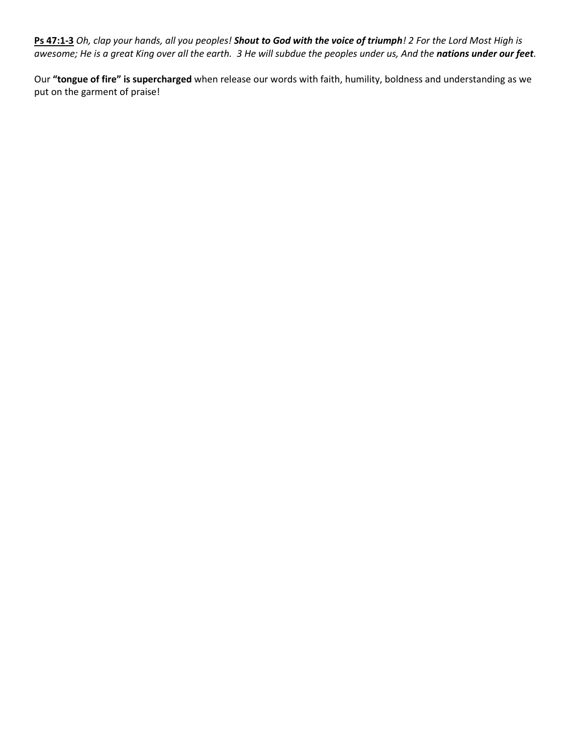**<u>Ps 47:1-3</u>** *Oh, clap your hands, all you peoples!* ***Shout to God with the voice of triumph****! 2 For the Lord Most High is awesome; He is a great King over all the earth. 3 He will subdue the peoples under us, And the* ***nations under our feet****.*

Our **"tongue of fire" is supercharged** when release our words with faith, humility, boldness and understanding as we put on the garment of praise!